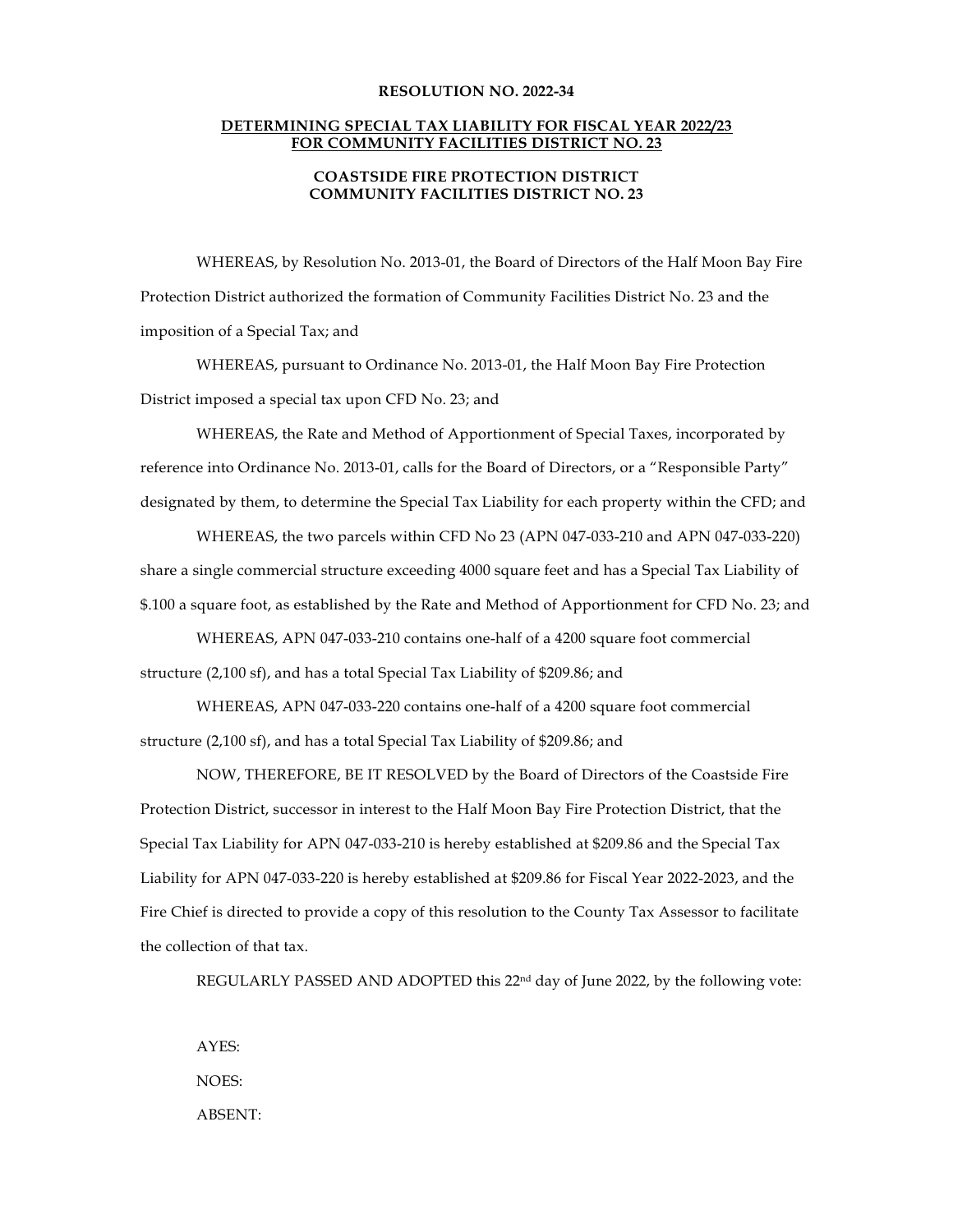**RESOLUTION NO. 2022-34**

**DETERMINING SPECIAL TAX LIABILITY FOR FISCAL YEAR 2022/23 FOR COMMUNITY FACILITIES DISTRICT NO. 23**

**COASTSIDE FIRE PROTECTION DISTRICT COMMUNITY FACILITIES DISTRICT NO. 23**

WHEREAS, by Resolution No. 2013-01, the Board of Directors of the Half Moon Bay Fire Protection District authorized the formation of Community Facilities District No. 23 and the imposition of a Special Tax; and

WHEREAS, pursuant to Ordinance No. 2013-01, the Half Moon Bay Fire Protection District imposed a special tax upon CFD No. 23; and

WHEREAS, the Rate and Method of Apportionment of Special Taxes, incorporated by reference into Ordinance No. 2013-01, calls for the Board of Directors, or a "Responsible Party" designated by them, to determine the Special Tax Liability for each property within the CFD; and

WHEREAS, the two parcels within CFD No 23 (APN 047-033-210 and APN 047-033-220) share a single commercial structure exceeding 4000 square feet and has a Special Tax Liability of $.100 a square foot, as established by the Rate and Method of Apportionment for CFD No. 23; and

WHEREAS, APN 047-033-210 contains one-half of a 4200 square foot commercial structure (2,100 sf), and has a total Special Tax Liability of $209.86; and

WHEREAS, APN 047-033-220 contains one-half of a 4200 square foot commercial structure (2,100 sf), and has a total Special Tax Liability of $209.86; and

NOW, THEREFORE, BE IT RESOLVED by the Board of Directors of the Coastside Fire Protection District, successor in interest to the Half Moon Bay Fire Protection District, that the Special Tax Liability for APN 047-033-210 is hereby established at $209.86 and the Special Tax Liability for APN 047-033-220 is hereby established at $209.86 for Fiscal Year 2022-2023, and the Fire Chief is directed to provide a copy of this resolution to the County Tax Assessor to facilitate the collection of that tax.

REGULARLY PASSED AND ADOPTED this 22nd day of June 2022, by the following vote:

AYES:

NOES:

ABSENT: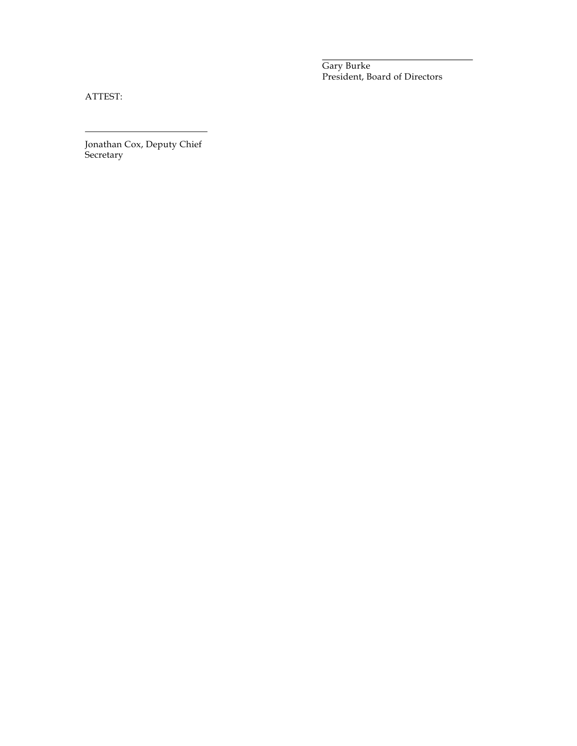\_\_\_\_\_\_\_\_\_\_\_\_\_\_\_\_\_\_\_\_\_\_\_\_\_\_\_\_\_\_
Gary Burke
President, Board of Directors

ATTEST:

\_\_\_\_\_\_\_\_\_\_\_\_\_\_\_\_\_\_\_\_\_\_\_\_\_\_\_\_\_\_

Jonathan Cox, Deputy Chief
Secretary